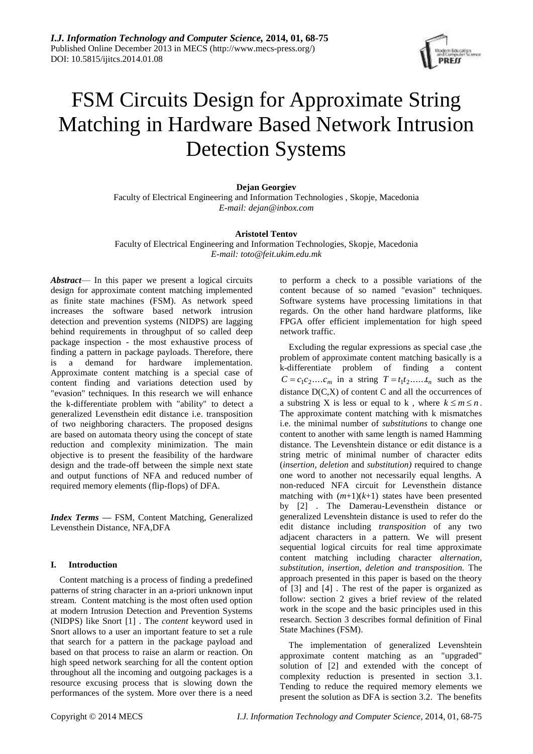I.J. Information Technology and Computer Science, 2014, 01, 68-75
Published Online December 2013 in MECS (http://www.mecs-press.org/)
DOI: 10.5815/ijitcs.2014.01.08

# FSM Circuits Design for Approximate String Matching in Hardware Based Network Intrusion Detection Systems

**Dejan Georgiev**
Faculty of Electrical Engineering and Information Technologies , Skopje, Macedonia
*E-mail: dejan@inbox.com*

**Aristotel Tentov**
Faculty of Electrical Engineering and Information Technologies, Skopje, Macedonia
*E-mail: toto@feit.ukim.edu.mk*

***Abstract***— In this paper we present a logical circuits design for approximate content matching implemented as finite state machines (FSM). As network speed increases the software based network intrusion detection and prevention systems (NIDPS) are lagging behind requirements in throughput of so called deep package inspection - the most exhaustive process of finding a pattern in package payloads. Therefore, there is a demand for hardware implementation. Approximate content matching is a special case of content finding and variations detection used by "evasion" techniques. In this research we will enhance the k-differentiate problem with "ability" to detect a generalized Levensthein edit distance i.e. transposition of two neighboring characters. The proposed designs are based on automata theory using the concept of state reduction and complexity minimization. The main objective is to present the feasibility of the hardware design and the trade-off between the simple next state and output functions of NFA and reduced number of required memory elements (flip-flops) of DFA.

***Index Terms*** **—** FSM, Content Matching, Generalized Levensthein Distance, NFA,DFA

## I. Introduction

Content matching is a process of finding a predefined patterns of string character in an a-priori unknown input stream. Content matching is the most often used option at modern Intrusion Detection and Prevention Systems (NIDPS) like Snort [1] . The *content* keyword used in Snort allows to a user an important feature to set a rule that search for a pattern in the package payload and based on that process to raise an alarm or reaction. On high speed network searching for all the content option throughout all the incoming and outgoing packages is a resource excusing process that is slowing down the performances of the system. More over there is a need to perform a check to a possible variations of the content because of so named "evasion" techniques. Software systems have processing limitations in that regards. On the other hand hardware platforms, like FPGA offer efficient implementation for high speed network traffic.

Excluding the regular expressions as special case ,the problem of approximate content matching basically is a k-differentiate problem of finding a content $C = c_1c_2....c_m$ in a string $T = t_1t_2......t_n$ such as the distance D(C,X) of content C and all the occurrences of a substring X is less or equal to k , where $k \leq m \leq n$. The approximate content matching with k mismatches i.e. the minimal number of *substitutions* to change one content to another with same length is named Hamming distance. The Levenshtein distance or edit distance is a string metric of minimal number of character edits (*insertion, deletion* and *substitution)* required to change one word to another not necessarily equal lengths. A non-reduced NFA circuit for Levensthein distance matching with $(m+1)(k+1)$ states have been presented by [2] . The Damerau-Levensthein distance or generalized Levenshtein distance is used to refer do the edit distance including *transposition* of any two adjacent characters in a pattern. We will present sequential logical circuits for real time approximate content matching including character *alternation, substitution, insertion, deletion and transposition.* The approach presented in this paper is based on the theory of [3] and [4] . The rest of the paper is organized as follow: section 2 gives a brief review of the related work in the scope and the basic principles used in this research. Section 3 describes formal definition of Final State Machines (FSM).

The implementation of generalized Levenshtein approximate content matching as an "upgraded" solution of [2] and extended with the concept of complexity reduction is presented in section 3.1. Tending to reduce the required memory elements we present the solution as DFA is section 3.2. The benefits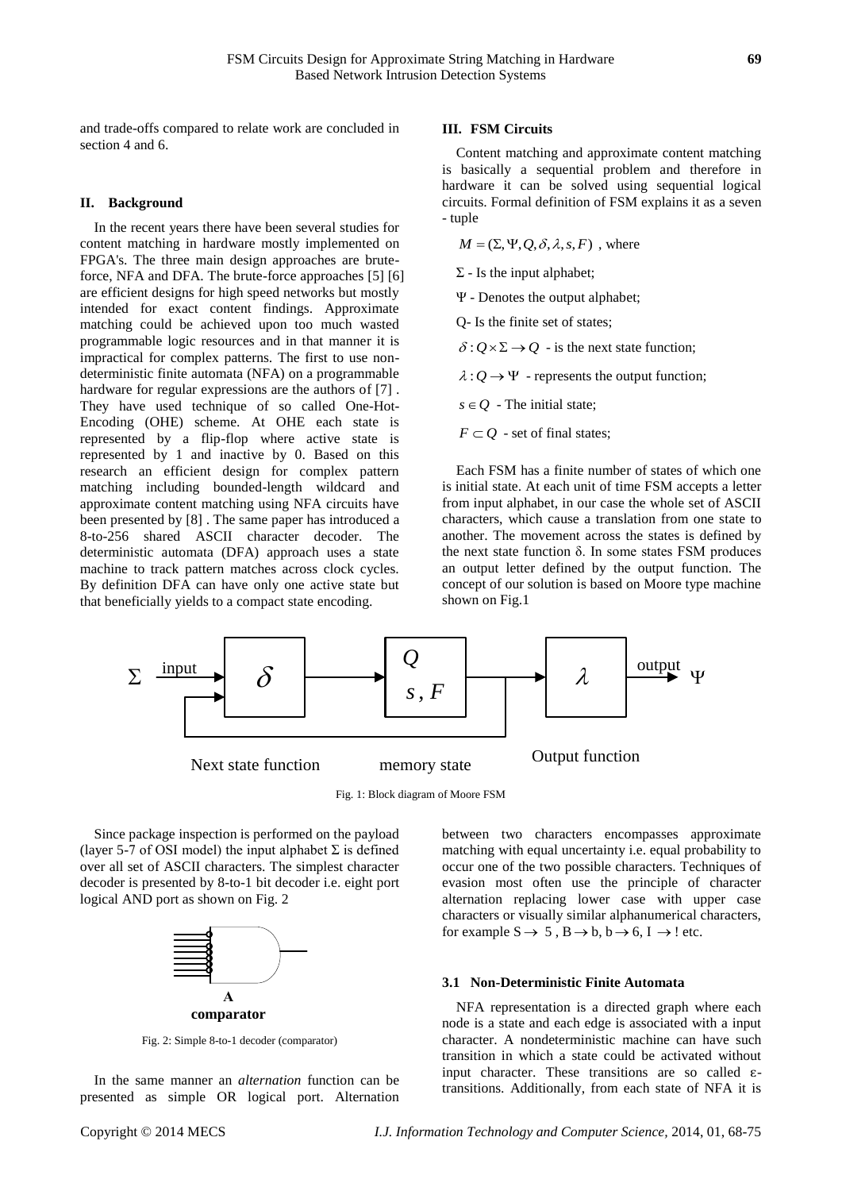and trade-offs compared to relate work are concluded in section 4 and 6.

## II. Background

In the recent years there have been several studies for content matching in hardware mostly implemented on FPGA's. The three main design approaches are brute-force, NFA and DFA. The brute-force approaches [5] [6] are efficient designs for high speed networks but mostly intended for exact content findings. Approximate matching could be achieved upon too much wasted programmable logic resources and in that manner it is impractical for complex patterns. The first to use non-deterministic finite automata (NFA) on a programmable hardware for regular expressions are the authors of [7] . They have used technique of so called One-Hot-Encoding (OHE) scheme. At OHE each state is represented by a flip-flop where active state is represented by 1 and inactive by 0. Based on this research an efficient design for complex pattern matching including bounded-length wildcard and approximate content matching using NFA circuits have been presented by [8] . The same paper has introduced a 8-to-256 shared ASCII character decoder. The deterministic automata (DFA) approach uses a state machine to track pattern matches across clock cycles. By definition DFA can have only one active state but that beneficially yields to a compact state encoding.

## III. FSM Circuits

Content matching and approximate content matching is basically a sequential problem and therefore in hardware it can be solved using sequential logical circuits. Formal definition of FSM explains it as a seven - tuple

$M = (\Sigma, \Psi, Q, \delta, \lambda, s, F)$ , where

$\Sigma$ - Is the input alphabet;

$\Psi$ - Denotes the output alphabet;

Q- Is the finite set of states;

$\delta : Q \times \Sigma \rightarrow Q$ - is the next state function;

$\lambda : Q \rightarrow \Psi$ - represents the output function;

$s \in Q$ - The initial state;

$F \subset Q$ - set of final states;

Each FSM has a finite number of states of which one is initial state. At each unit of time FSM accepts a letter from input alphabet, in our case the whole set of ASCII characters, which cause a translation from one state to another. The movement across the states is defined by the next state function δ. In some states FSM produces an output letter defined by the output function. The concept of our solution is based on Moore type machine shown on Fig.1

Fig. 1: Block diagram of Moore FSM

Since package inspection is performed on the payload (layer 5-7 of OSI model) the input alphabet Σ is defined over all set of ASCII characters. The simplest character decoder is presented by 8-to-1 bit decoder i.e. eight port logical AND port as shown on Fig. 2

Fig. 2: Simple 8-to-1 decoder (comparator)

In the same manner an *alternation* function can be presented as simple OR logical port. Alternation between two characters encompasses approximate matching with equal uncertainty i.e. equal probability to occur one of the two possible characters. Techniques of evasion most often use the principle of character alternation replacing lower case with upper case characters or visually similar alphanumerical characters, for example S → 5 , B → b, b → 6, I → ! etc.

### 3.1 Non-Deterministic Finite Automata

NFA representation is a directed graph where each node is a state and each edge is associated with a input character. A nondeterministic machine can have such transition in which a state could be activated without input character. These transitions are so called ε-transitions. Additionally, from each state of NFA it is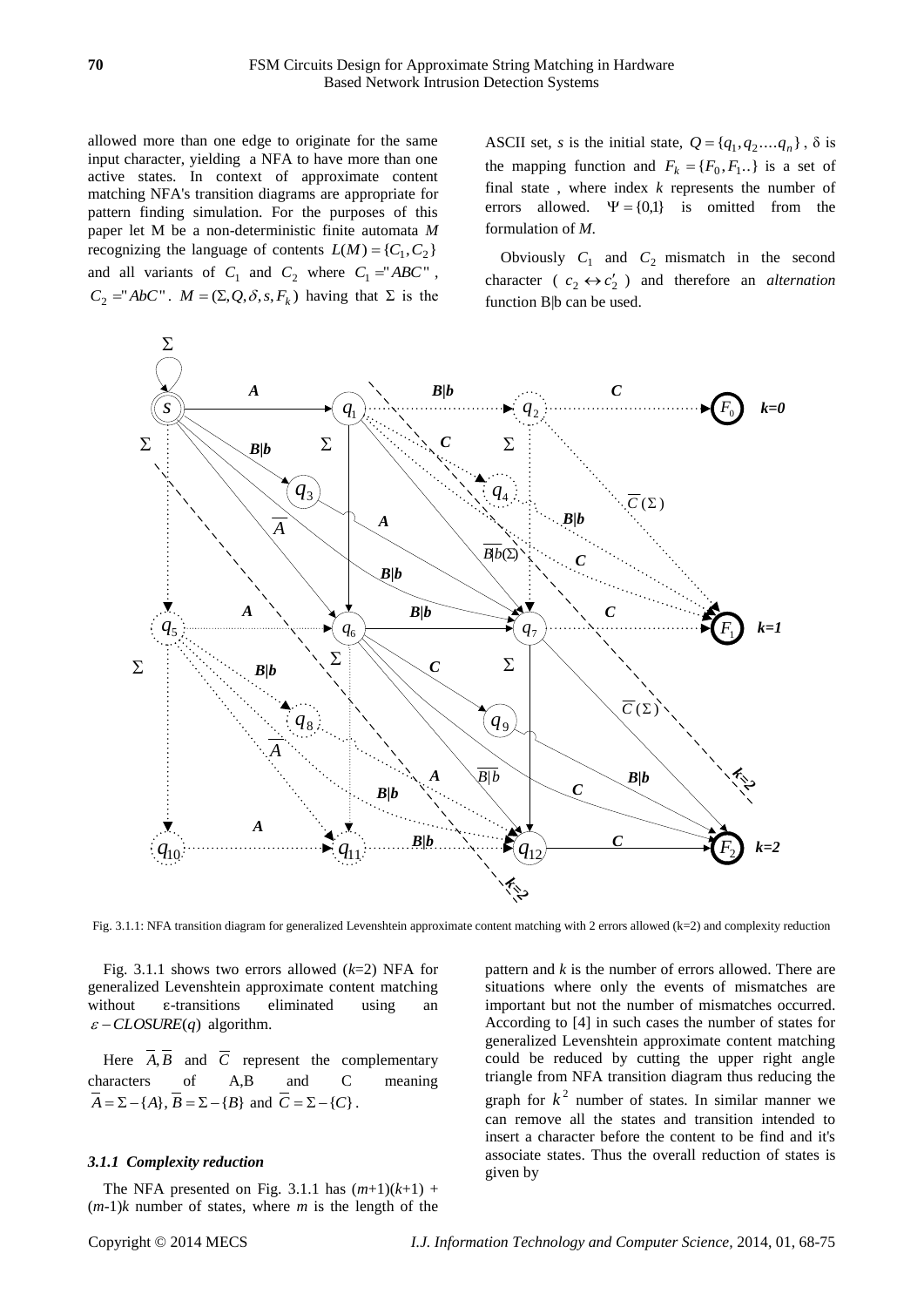allowed more than one edge to originate for the same input character, yielding a NFA to have more than one active states. In context of approximate content matching NFA's transition diagrams are appropriate for pattern finding simulation. For the purposes of this paper let M be a non-deterministic finite automata $M$ recognizing the language of contents $L(M)=\{C_1,C_2\}$ and all variants of $C_1$ and $C_2$ where $C_1=$"$ABC$", $C_2=$"$AbC$". $M=(\Sigma,Q,\delta,s,F_k)$ having that $\Sigma$ is the ASCII set, $s$ is the initial state, $Q=\{q_1,q_2....q_n\}$, $\delta$ is the mapping function and $F_k=\{F_0,F_1..\}$ is a set of final state , where index $k$ represents the number of errors allowed. $\Psi=\{0,1\}$ is omitted from the formulation of $M$.

Obviously $C_1$ and $C_2$ mismatch in the second character ( $c_2 \leftrightarrow c_2'$ ) and therefore an *alternation* function B|b can be used.

Fig. 3.1.1: NFA transition diagram for generalized Levenshtein approximate content matching with 2 errors allowed (k=2) and complexity reduction

Fig. 3.1.1 shows two errors allowed ($k$=2) NFA for generalized Levenshtein approximate content matching without ε-transitions eliminated using an $\varepsilon-CLOSURE(q)$ algorithm.

Here $\overline{A},\overline{B}$ and $\overline{C}$ represent the complementary characters of A,B and C meaning $\overline{A}=\Sigma-\{A\}$, $\overline{B}=\Sigma-\{B\}$ and $\overline{C}=\Sigma-\{C\}$.

### 3.1.1 Complexity reduction

The NFA presented on Fig. 3.1.1 has $(m+1)(k+1)+(m-1)k$ number of states, where $m$ is the length of the pattern and $k$ is the number of errors allowed. There are situations where only the events of mismatches are important but not the number of mismatches occurred. According to [4] in such cases the number of states for generalized Levenshtein approximate content matching could be reduced by cutting the upper right angle triangle from NFA transition diagram thus reducing the graph for $k^2$ number of states. In similar manner we can remove all the states and transition intended to insert a character before the content to be find and it's associate states. Thus the overall reduction of states is given by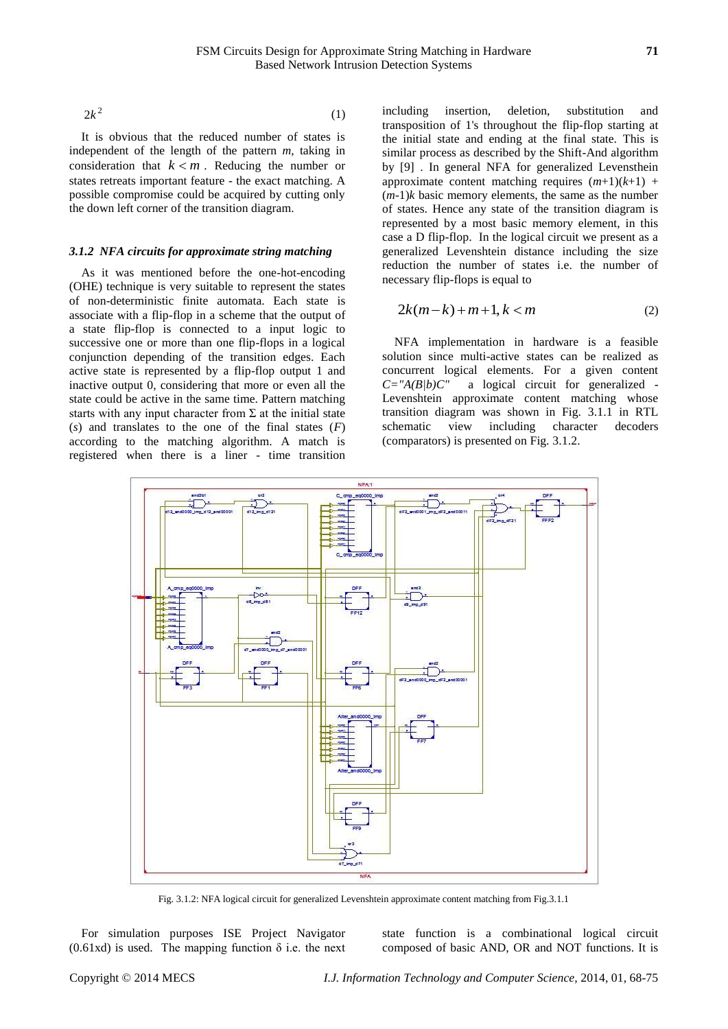$$2k^2 \tag{1}$$

It is obvious that the reduced number of states is independent of the length of the pattern $m$, taking in consideration that $k < m$. Reducing the number or states retreats important feature - the exact matching. A possible compromise could be acquired by cutting only the down left corner of the transition diagram.

### *3.1.2 NFA circuits for approximate string matching*

As it was mentioned before the one-hot-encoding (OHE) technique is very suitable to represent the states of non-deterministic finite automata. Each state is associate with a flip-flop in a scheme that the output of a state flip-flop is connected to a input logic to successive one or more than one flip-flops in a logical conjunction depending of the transition edges. Each active state is represented by a flip-flop output 1 and inactive output 0, considering that more or even all the state could be active in the same time. Pattern matching starts with any input character from Σ at the initial state ($s$) and translates to the one of the final states ($F$) according to the matching algorithm. A match is registered when there is a liner - time transition including insertion, deletion, substitution and transposition of 1's throughout the flip-flop starting at the initial state and ending at the final state. This is similar process as described by the Shift-And algorithm by [9] . In general NFA for generalized Levensthein approximate content matching requires $(m+1)(k+1) + (m-1)k$ basic memory elements, the same as the number of states. Hence any state of the transition diagram is represented by a most basic memory element, in this case a D flip-flop. In the logical circuit we present as a generalized Levenshtein distance including the size reduction the number of states i.e. the number of necessary flip-flops is equal to

$$2k(m-k)+m+1, k<m \tag{2}$$

NFA implementation in hardware is a feasible solution since multi-active states can be realized as concurrent logical elements. For a given content *C="A(B|b)C"* a logical circuit for generalized - Levenshtein approximate content matching whose transition diagram was shown in Fig. 3.1.1 in RTL schematic view including character decoders (comparators) is presented on Fig. 3.1.2.

Fig. 3.1.2: NFA logical circuit for generalized Levenshtein approximate content matching from Fig.3.1.1

For simulation purposes ISE Project Navigator (0.61xd) is used. The mapping function δ i.e. the next state function is a combinational logical circuit composed of basic AND, OR and NOT functions. It is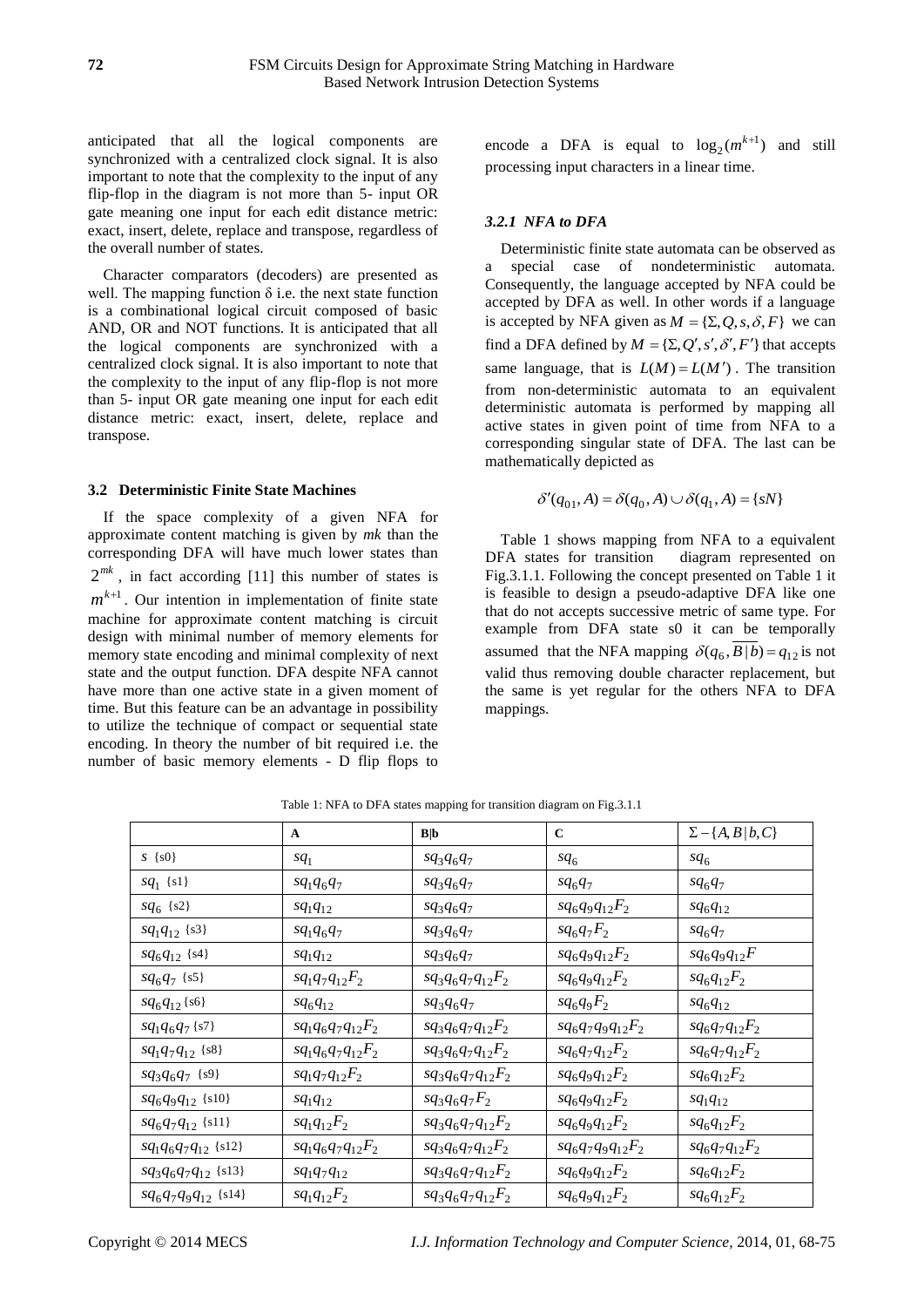anticipated that all the logical components are synchronized with a centralized clock signal. It is also important to note that the complexity to the input of any flip-flop in the diagram is not more than 5- input OR gate meaning one input for each edit distance metric: exact, insert, delete, replace and transpose, regardless of the overall number of states.

Character comparators (decoders) are presented as well. The mapping function δ i.e. the next state function is a combinational logical circuit composed of basic AND, OR and NOT functions. It is anticipated that all the logical components are synchronized with a centralized clock signal. It is also important to note that the complexity to the input of any flip-flop is not more than 5- input OR gate meaning one input for each edit distance metric: exact, insert, delete, replace and transpose.

### 3.2 Deterministic Finite State Machines

If the space complexity of a given NFA for approximate content matching is given by *mk* than the corresponding DFA will have much lower states than $2^{mk}$, in fact according [11] this number of states is $m^{k+1}$. Our intention in implementation of finite state machine for approximate content matching is circuit design with minimal number of memory elements for memory state encoding and minimal complexity of next state and the output function. DFA despite NFA cannot have more than one active state in a given moment of time. But this feature can be an advantage in possibility to utilize the technique of compact or sequential state encoding. In theory the number of bit required i.e. the number of basic memory elements - D flip flops to encode a DFA is equal to $\log_2(m^{k+1})$ and still processing input characters in a linear time.

#### 3.2.1 NFA to DFA

Deterministic finite state automata can be observed as a special case of nondeterministic automata. Consequently, the language accepted by NFA could be accepted by DFA as well. In other words if a language is accepted by NFA given as $M = \{\Sigma, Q, s, \delta, F\}$ we can find a DFA defined by $M = \{\Sigma, Q', s', \delta', F'\}$ that accepts same language, that is $L(M) = L(M')$. The transition from non-deterministic automata to an equivalent deterministic automata is performed by mapping all active states in given point of time from NFA to a corresponding singular state of DFA. The last can be mathematically depicted as

$$\delta'(q_{01}, A) = \delta(q_0, A) \cup \delta(q_1, A) = \{sN\}$$

Table 1 shows mapping from NFA to a equivalent DFA states for transition diagram represented on Fig.3.1.1. Following the concept presented on Table 1 it is feasible to design a pseudo-adaptive DFA like one that do not accepts successive metric of same type. For example from DFA state s0 it can be temporally assumed that the NFA mapping $\delta(q_6, \overline{B\,|\,b}) = q_{12}$ is not valid thus removing double character replacement, but the same is yet regular for the others NFA to DFA mappings.

Table 1: NFA to DFA states mapping for transition diagram on Fig.3.1.1

| | **A** | **B\|b** | **C** | $\Sigma - \{A, B\,|\,b, C\}$ |
|---|---|---|---|---|
| $s$ {s0} | $sq_1$ | $sq_3q_6q_7$ | $sq_6$ | $sq_6$ |
| $sq_1$ {s1} | $sq_1q_6q_7$ | $sq_3q_6q_7$ | $sq_6q_7$ | $sq_6q_7$ |
| $sq_6$ {s2} | $sq_1q_{12}$ | $sq_3q_6q_7$ | $sq_6q_9q_{12}F_2$ | $sq_6q_{12}$ |
| $sq_1q_{12}$ {s3} | $sq_1q_6q_7$ | $sq_3q_6q_7$ | $sq_6q_7F_2$ | $sq_6q_7$ |
| $sq_6q_{12}$ {s4} | $sq_1q_{12}$ | $sq_3q_6q_7$ | $sq_6q_9q_{12}F_2$ | $sq_6q_9q_{12}F$ |
| $sq_6q_7$ {s5} | $sq_1q_7q_{12}F_2$ | $sq_3q_6q_7q_{12}F_2$ | $sq_6q_9q_{12}F_2$ | $sq_6q_{12}F_2$ |
| $sq_6q_{12}$ {s6} | $sq_6q_{12}$ | $sq_3q_6q_7$ | $sq_6q_9F_2$ | $sq_6q_{12}$ |
| $sq_1q_6q_7$ {s7} | $sq_1q_6q_7q_{12}F_2$ | $sq_3q_6q_7q_{12}F_2$ | $sq_6q_7q_9q_{12}F_2$ | $sq_6q_7q_{12}F_2$ |
| $sq_1q_7q_{12}$ {s8} | $sq_1q_6q_7q_{12}F_2$ | $sq_3q_6q_7q_{12}F_2$ | $sq_6q_7q_{12}F_2$ | $sq_6q_7q_{12}F_2$ |
| $sq_3q_6q_7$ {s9} | $sq_1q_7q_{12}F_2$ | $sq_3q_6q_7q_{12}F_2$ | $sq_6q_9q_{12}F_2$ | $sq_6q_{12}F_2$ |
| $sq_6q_9q_{12}$ {s10} | $sq_1q_{12}$ | $sq_3q_6q_7F_2$ | $sq_6q_9q_{12}F_2$ | $sq_1q_{12}$ |
| $sq_6q_7q_{12}$ {s11} | $sq_1q_{12}F_2$ | $sq_3q_6q_7q_{12}F_2$ | $sq_6q_9q_{12}F_2$ | $sq_6q_{12}F_2$ |
| $sq_1q_6q_7q_{12}$ {s12} | $sq_1q_6q_7q_{12}F_2$ | $sq_3q_6q_7q_{12}F_2$ | $sq_6q_7q_9q_{12}F_2$ | $sq_6q_7q_{12}F_2$ |
| $sq_3q_6q_7q_{12}$ {s13} | $sq_1q_7q_{12}$ | $sq_3q_6q_7q_{12}F_2$ | $sq_6q_9q_{12}F_2$ | $sq_6q_{12}F_2$ |
| $sq_6q_7q_9q_{12}$ {s14} | $sq_1q_{12}F_2$ | $sq_3q_6q_7q_{12}F_2$ | $sq_6q_9q_{12}F_2$ | $sq_6q_{12}F_2$ |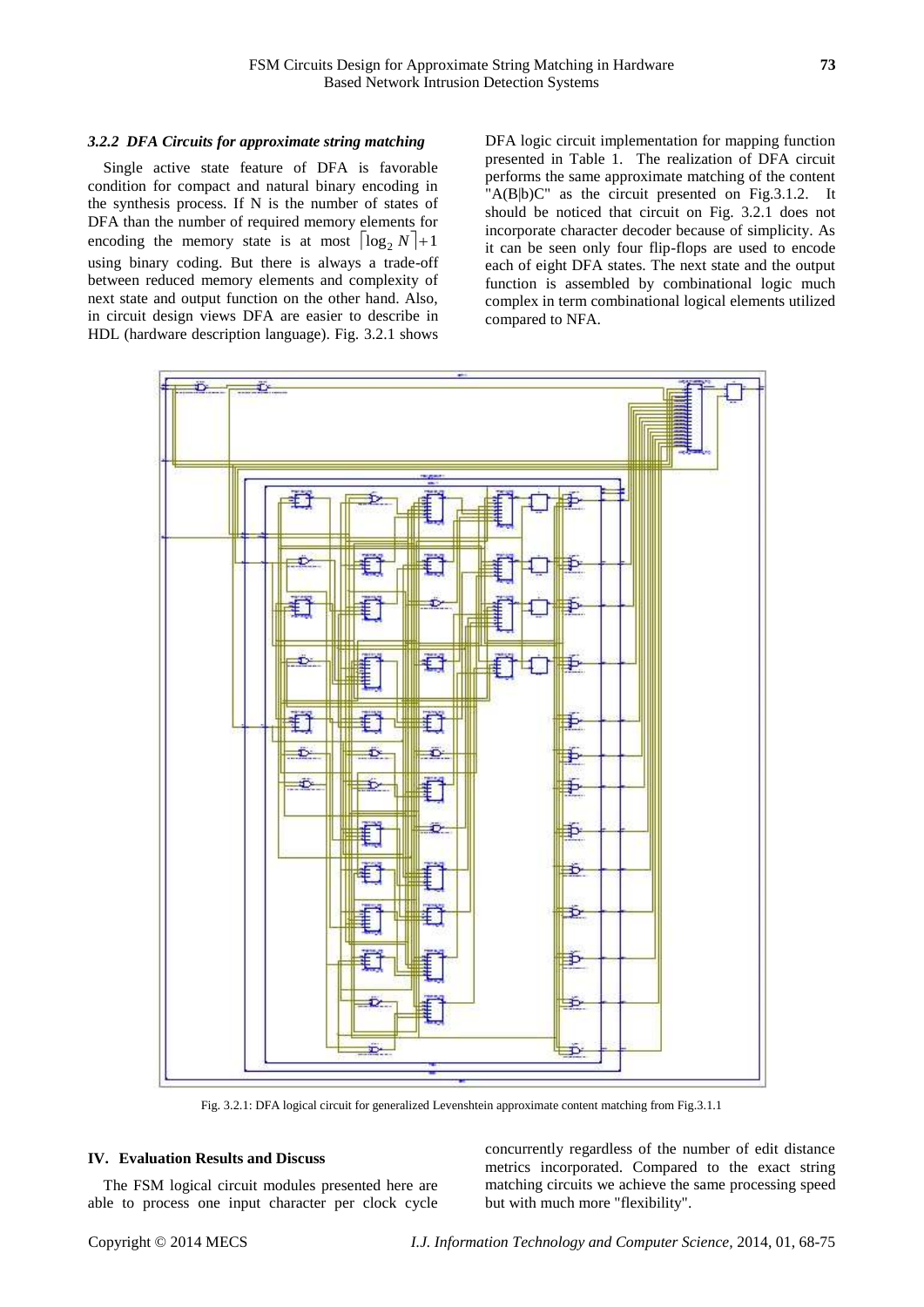### *3.2.2 DFA Circuits for approximate string matching*

Single active state feature of DFA is favorable condition for compact and natural binary encoding in the synthesis process. If N is the number of states of DFA than the number of required memory elements for encoding the memory state is at most $\lceil \log_2 N \rceil + 1$ using binary coding. But there is always a trade-off between reduced memory elements and complexity of next state and output function on the other hand. Also, in circuit design views DFA are easier to describe in HDL (hardware description language). Fig. 3.2.1 shows DFA logic circuit implementation for mapping function presented in Table 1. The realization of DFA circuit performs the same approximate matching of the content "A(B|b)C" as the circuit presented on Fig.3.1.2. It should be noticed that circuit on Fig. 3.2.1 does not incorporate character decoder because of simplicity. As it can be seen only four flip-flops are used to encode each of eight DFA states. The next state and the output function is assembled by combinational logic much complex in term combinational logical elements utilized compared to NFA.

Fig. 3.2.1: DFA logical circuit for generalized Levenshtein approximate content matching from Fig.3.1.1

## IV. Evaluation Results and Discuss

The FSM logical circuit modules presented here are able to process one input character per clock cycle concurrently regardless of the number of edit distance metrics incorporated. Compared to the exact string matching circuits we achieve the same processing speed but with much more "flexibility".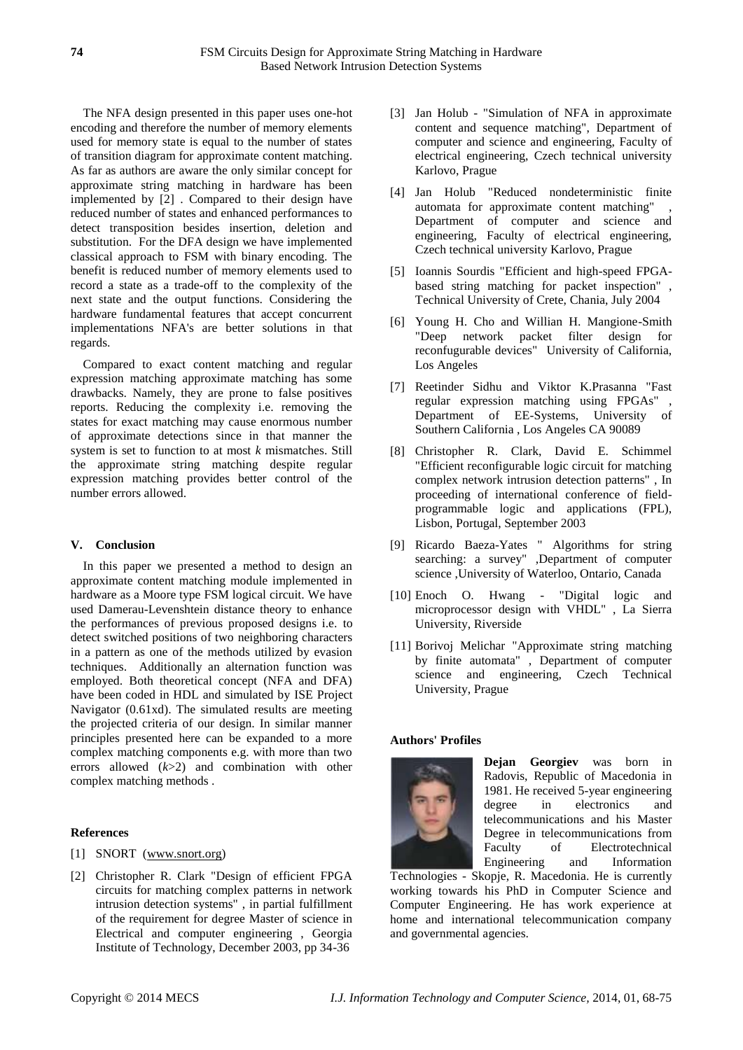The NFA design presented in this paper uses one-hot encoding and therefore the number of memory elements used for memory state is equal to the number of states of transition diagram for approximate content matching. As far as authors are aware the only similar concept for approximate string matching in hardware has been implemented by [2] . Compared to their design have reduced number of states and enhanced performances to detect transposition besides insertion, deletion and substitution. For the DFA design we have implemented classical approach to FSM with binary encoding. The benefit is reduced number of memory elements used to record a state as a trade-off to the complexity of the next state and the output functions. Considering the hardware fundamental features that accept concurrent implementations NFA's are better solutions in that regards.

Compared to exact content matching and regular expression matching approximate matching has some drawbacks. Namely, they are prone to false positives reports. Reducing the complexity i.e. removing the states for exact matching may cause enormous number of approximate detections since in that manner the system is set to function to at most *k* mismatches. Still the approximate string matching despite regular expression matching provides better control of the number errors allowed.

## V. Conclusion

In this paper we presented a method to design an approximate content matching module implemented in hardware as a Moore type FSM logical circuit. We have used Damerau-Levenshtein distance theory to enhance the performances of previous proposed designs i.e. to detect switched positions of two neighboring characters in a pattern as one of the methods utilized by evasion techniques. Additionally an alternation function was employed. Both theoretical concept (NFA and DFA) have been coded in HDL and simulated by ISE Project Navigator (0.61xd). The simulated results are meeting the projected criteria of our design. In similar manner principles presented here can be expanded to a more complex matching components e.g. with more than two errors allowed ($k$>2) and combination with other complex matching methods .

## References

[1] SNORT (www.snort.org)

[2] Christopher R. Clark "Design of efficient FPGA circuits for matching complex patterns in network intrusion detection systems" , in partial fulfillment of the requirement for degree Master of science in Electrical and computer engineering , Georgia Institute of Technology, December 2003, pp 34-36

[3] Jan Holub - "Simulation of NFA in approximate content and sequence matching", Department of computer and science and engineering, Faculty of electrical engineering, Czech technical university Karlovo, Prague

[4] Jan Holub "Reduced nondeterministic finite automata for approximate content matching" , Department of computer and science and engineering, Faculty of electrical engineering, Czech technical university Karlovo, Prague

[5] Ioannis Sourdis "Efficient and high-speed FPGA-based string matching for packet inspection" , Technical University of Crete, Chania, July 2004

[6] Young H. Cho and Willian H. Mangione-Smith "Deep network packet filter design for reconfugurable devices" University of California, Los Angeles

[7] Reetinder Sidhu and Viktor K.Prasanna "Fast regular expression matching using FPGAs" , Department of EE-Systems, University of Southern California , Los Angeles CA 90089

[8] Christopher R. Clark, David E. Schimmel "Efficient reconfigurable logic circuit for matching complex network intrusion detection patterns" , In proceeding of international conference of field-programmable logic and applications (FPL), Lisbon, Portugal, September 2003

[9] Ricardo Baeza-Yates " Algorithms for string searching: a survey" ,Department of computer science ,University of Waterloo, Ontario, Canada

[10] Enoch O. Hwang - "Digital logic and microprocessor design with VHDL" , La Sierra University, Riverside

[11] Borivoj Melichar "Approximate string matching by finite automata" , Department of computer science and engineering, Czech Technical University, Prague

## Authors' Profiles

**Dejan Georgiev** was born in Radovis, Republic of Macedonia in 1981. He received 5-year engineering degree in electronics and telecommunications and his Master Degree in telecommunications from Faculty of Electrotechnical Engineering and Information Technologies - Skopje, R. Macedonia. He is currently working towards his PhD in Computer Science and Computer Engineering. He has work experience at home and international telecommunication company and governmental agencies.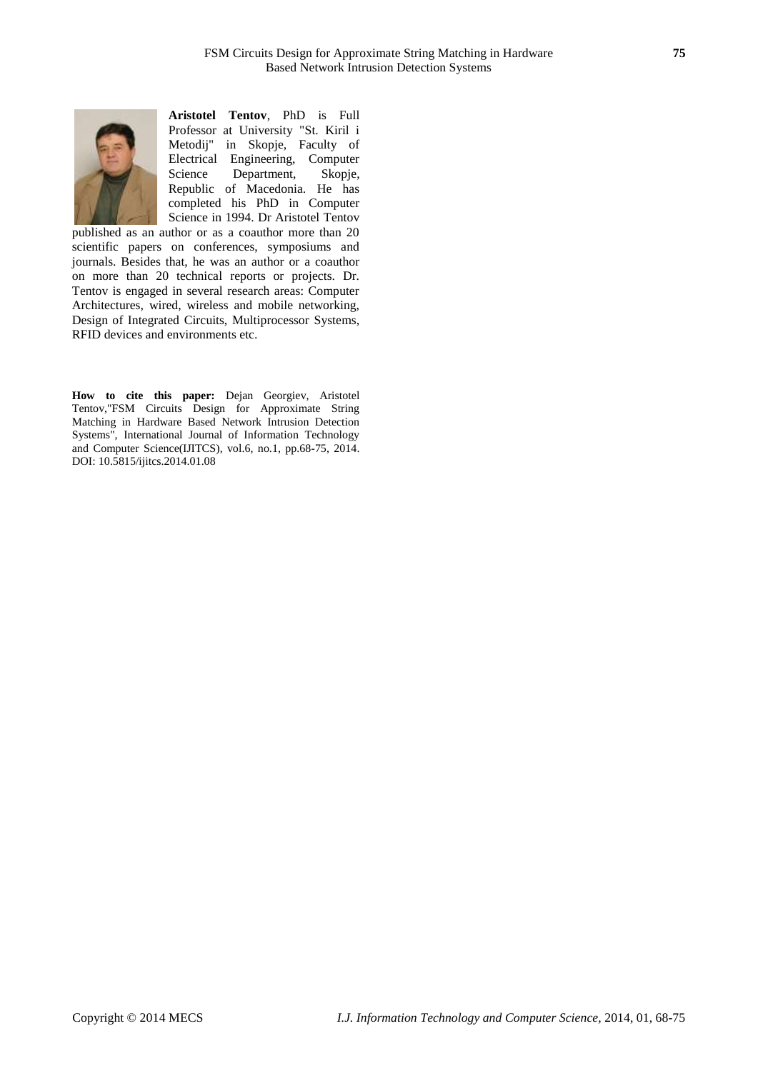**Aristotel Tentov**, PhD is Full Professor at University "St. Kiril i Metodij" in Skopje, Faculty of Electrical Engineering, Computer Science Department, Skopje, Republic of Macedonia. He has completed his PhD in Computer Science in 1994. Dr Aristotel Tentov published as an author or as a coauthor more than 20 scientific papers on conferences, symposiums and journals. Besides that, he was an author or a coauthor on more than 20 technical reports or projects. Dr. Tentov is engaged in several research areas: Computer Architectures, wired, wireless and mobile networking, Design of Integrated Circuits, Multiprocessor Systems, RFID devices and environments etc.

**How to cite this paper:** Dejan Georgiev, Aristotel Tentov,"FSM Circuits Design for Approximate String Matching in Hardware Based Network Intrusion Detection Systems", International Journal of Information Technology and Computer Science(IJITCS), vol.6, no.1, pp.68-75, 2014. DOI: 10.5815/ijitcs.2014.01.08